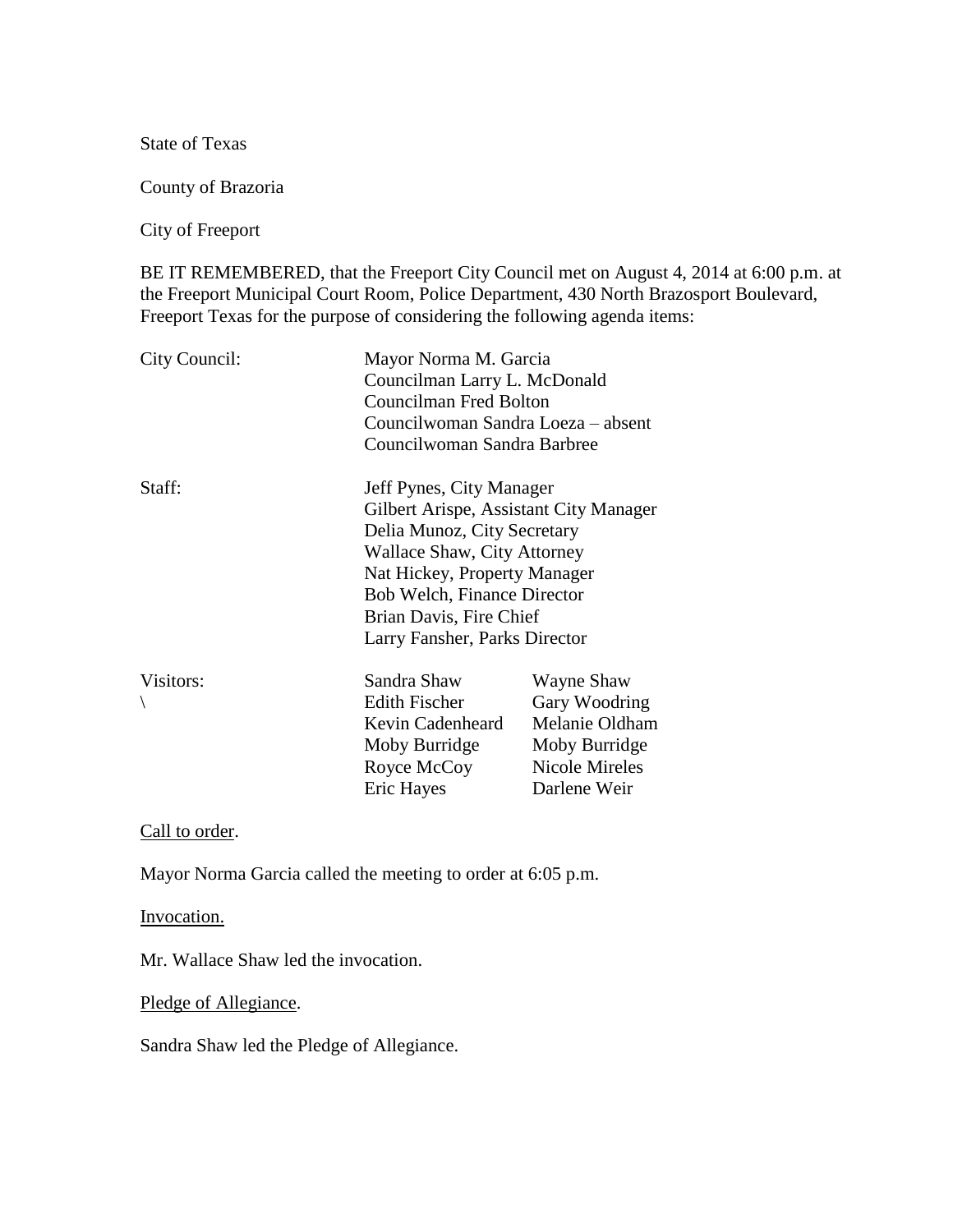State of Texas

County of Brazoria

City of Freeport

BE IT REMEMBERED, that the Freeport City Council met on August 4, 2014 at 6:00 p.m. at the Freeport Municipal Court Room, Police Department, 430 North Brazosport Boulevard, Freeport Texas for the purpose of considering the following agenda items:

| | | |
|---|---|---|
| City Council: | Mayor Norma M. Garcia<br>Councilman Larry L. McDonald<br>Councilman Fred Bolton<br>Councilwoman Sandra Loeza – absent<br>Councilwoman Sandra Barbree | |
| Staff: | Jeff Pynes, City Manager<br>Gilbert Arispe, Assistant City Manager<br>Delia Munoz, City Secretary<br>Wallace Shaw, City Attorney<br>Nat Hickey, Property Manager<br>Bob Welch, Finance Director<br>Brian Davis, Fire Chief<br>Larry Fansher, Parks Director | |
| Visitors: | Sandra Shaw | Wayne Shaw |
| \ | Edith Fischer | Gary Woodring |
| | Kevin Cadenheard | Melanie Oldham |
| | Moby Burridge | Moby Burridge |
| | Royce McCoy | Nicole Mireles |
| | Eric Hayes | Darlene Weir |

Call to order.

Mayor Norma Garcia called the meeting to order at 6:05 p.m.

Invocation.

Mr. Wallace Shaw led the invocation.

Pledge of Allegiance.

Sandra Shaw led the Pledge of Allegiance.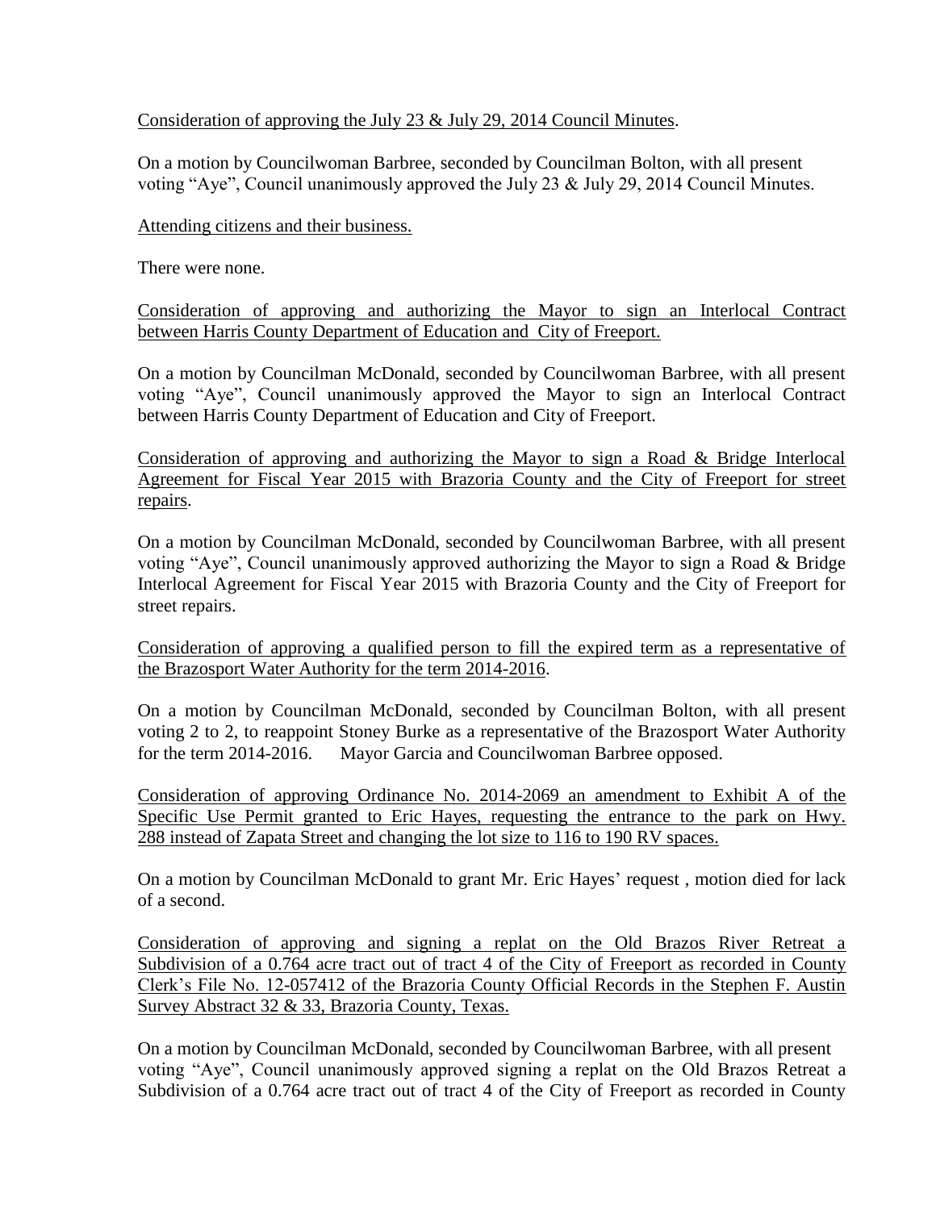Consideration of approving the July 23 & July 29, 2014 Council Minutes.

On a motion by Councilwoman Barbree, seconded by Councilman Bolton, with all present voting "Aye", Council unanimously approved the July 23 & July 29, 2014 Council Minutes.

Attending citizens and their business.

There were none.

Consideration of approving and authorizing the Mayor to sign an Interlocal Contract between Harris County Department of Education and City of Freeport.

On a motion by Councilman McDonald, seconded by Councilwoman Barbree, with all present voting "Aye", Council unanimously approved the Mayor to sign an Interlocal Contract between Harris County Department of Education and City of Freeport.

Consideration of approving and authorizing the Mayor to sign a Road & Bridge Interlocal Agreement for Fiscal Year 2015 with Brazoria County and the City of Freeport for street repairs.

On a motion by Councilman McDonald, seconded by Councilwoman Barbree, with all present voting "Aye", Council unanimously approved authorizing the Mayor to sign a Road & Bridge Interlocal Agreement for Fiscal Year 2015 with Brazoria County and the City of Freeport for street repairs.

Consideration of approving a qualified person to fill the expired term as a representative of the Brazosport Water Authority for the term 2014-2016.

On a motion by Councilman McDonald, seconded by Councilman Bolton, with all present voting 2 to 2, to reappoint Stoney Burke as a representative of the Brazosport Water Authority for the term 2014-2016. Mayor Garcia and Councilwoman Barbree opposed.

Consideration of approving Ordinance No. 2014-2069 an amendment to Exhibit A of the Specific Use Permit granted to Eric Hayes, requesting the entrance to the park on Hwy. 288 instead of Zapata Street and changing the lot size to 116 to 190 RV spaces.

On a motion by Councilman McDonald to grant Mr. Eric Hayes' request , motion died for lack of a second.

Consideration of approving and signing a replat on the Old Brazos River Retreat a Subdivision of a 0.764 acre tract out of tract 4 of the City of Freeport as recorded in County Clerk's File No. 12-057412 of the Brazoria County Official Records in the Stephen F. Austin Survey Abstract 32 & 33, Brazoria County, Texas.

On a motion by Councilman McDonald, seconded by Councilwoman Barbree, with all present voting "Aye", Council unanimously approved signing a replat on the Old Brazos Retreat a Subdivision of a 0.764 acre tract out of tract 4 of the City of Freeport as recorded in County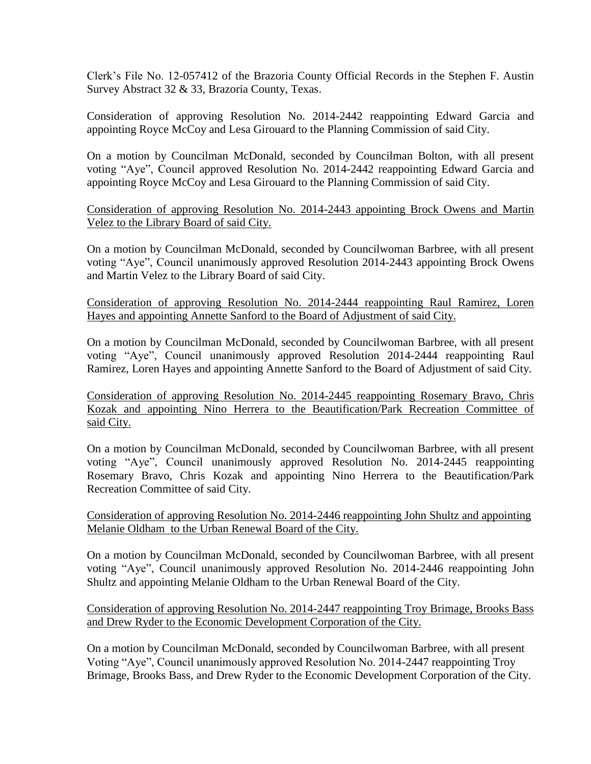Clerk's File No. 12-057412 of the Brazoria County Official Records in the Stephen F. Austin Survey Abstract 32 & 33, Brazoria County, Texas.

Consideration of approving Resolution No. 2014-2442 reappointing Edward Garcia and appointing Royce McCoy and Lesa Girouard to the Planning Commission of said City.

On a motion by Councilman McDonald, seconded by Councilman Bolton, with all present voting "Aye", Council approved Resolution No. 2014-2442 reappointing Edward Garcia and appointing Royce McCoy and Lesa Girouard to the Planning Commission of said City.

<u>Consideration of approving Resolution No. 2014-2443 appointing Brock Owens and Martin Velez to the Library Board of said City.</u>

On a motion by Councilman McDonald, seconded by Councilwoman Barbree, with all present voting "Aye", Council unanimously approved Resolution 2014-2443 appointing Brock Owens and Martin Velez to the Library Board of said City.

<u>Consideration of approving Resolution No. 2014-2444 reappointing Raul Ramirez, Loren Hayes and appointing Annette Sanford to the Board of Adjustment of said City.</u>

On a motion by Councilman McDonald, seconded by Councilwoman Barbree, with all present voting "Aye", Council unanimously approved Resolution 2014-2444 reappointing Raul Ramirez, Loren Hayes and appointing Annette Sanford to the Board of Adjustment of said City.

<u>Consideration of approving Resolution No. 2014-2445 reappointing Rosemary Bravo, Chris Kozak and appointing Nino Herrera to the Beautification/Park Recreation Committee of said City.</u>

On a motion by Councilman McDonald, seconded by Councilwoman Barbree, with all present voting "Aye", Council unanimously approved Resolution No. 2014-2445 reappointing Rosemary Bravo, Chris Kozak and appointing Nino Herrera to the Beautification/Park Recreation Committee of said City.

<u>Consideration of approving Resolution No. 2014-2446 reappointing John Shultz and appointing Melanie Oldham to the Urban Renewal Board of the City.</u>

On a motion by Councilman McDonald, seconded by Councilwoman Barbree, with all present voting "Aye", Council unanimously approved Resolution No. 2014-2446 reappointing John Shultz and appointing Melanie Oldham to the Urban Renewal Board of the City.

<u>Consideration of approving Resolution No. 2014-2447 reappointing Troy Brimage, Brooks Bass and Drew Ryder to the Economic Development Corporation of the City.</u>

On a motion by Councilman McDonald, seconded by Councilwoman Barbree, with all present Voting "Aye", Council unanimously approved Resolution No. 2014-2447 reappointing Troy Brimage, Brooks Bass, and Drew Ryder to the Economic Development Corporation of the City.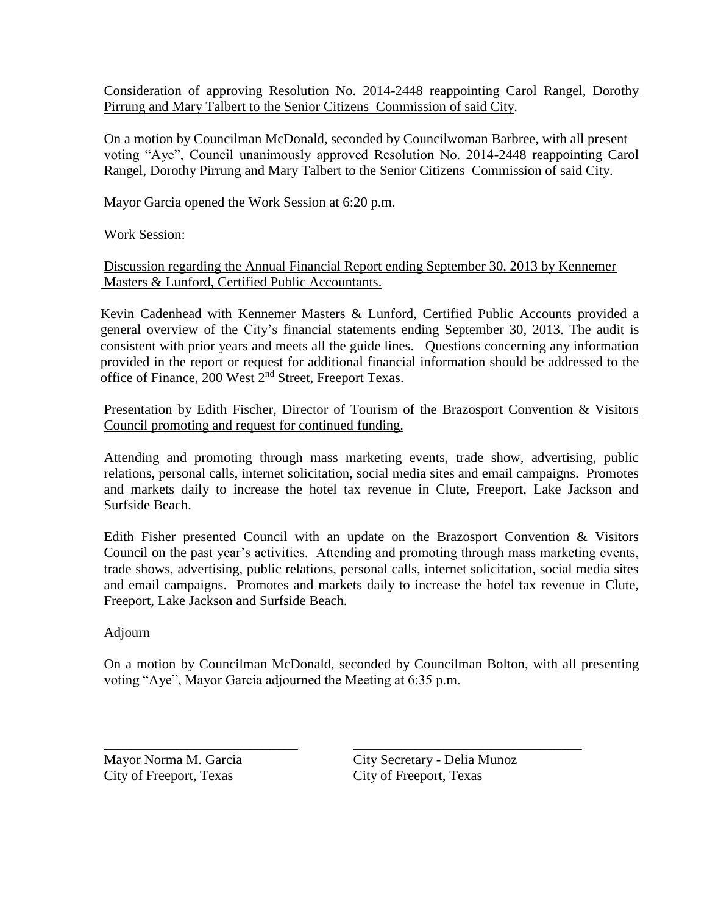Consideration of approving Resolution No. 2014-2448 reappointing Carol Rangel, Dorothy Pirrung and Mary Talbert to the Senior Citizens Commission of said City.

On a motion by Councilman McDonald, seconded by Councilwoman Barbree, with all present voting "Aye", Council unanimously approved Resolution No. 2014-2448 reappointing Carol Rangel, Dorothy Pirrung and Mary Talbert to the Senior Citizens Commission of said City.

Mayor Garcia opened the Work Session at 6:20 p.m.

Work Session:

Discussion regarding the Annual Financial Report ending September 30, 2013 by Kennemer Masters & Lunford, Certified Public Accountants.

Kevin Cadenhead with Kennemer Masters & Lunford, Certified Public Accounts provided a general overview of the City's financial statements ending September 30, 2013. The audit is consistent with prior years and meets all the guide lines. Questions concerning any information provided in the report or request for additional financial information should be addressed to the office of Finance, 200 West 2nd Street, Freeport Texas.

Presentation by Edith Fischer, Director of Tourism of the Brazosport Convention & Visitors Council promoting and request for continued funding.

Attending and promoting through mass marketing events, trade show, advertising, public relations, personal calls, internet solicitation, social media sites and email campaigns. Promotes and markets daily to increase the hotel tax revenue in Clute, Freeport, Lake Jackson and Surfside Beach.

Edith Fisher presented Council with an update on the Brazosport Convention & Visitors Council on the past year's activities. Attending and promoting through mass marketing events, trade shows, advertising, public relations, personal calls, internet solicitation, social media sites and email campaigns. Promotes and markets daily to increase the hotel tax revenue in Clute, Freeport, Lake Jackson and Surfside Beach.

Adjourn

On a motion by Councilman McDonald, seconded by Councilman Bolton, with all presenting voting "Aye", Mayor Garcia adjourned the Meeting at 6:35 p.m.

| | |
|---|---|
| ____________________________ | ________________________________ |
| Mayor Norma M. Garcia | City Secretary - Delia Munoz |
| City of Freeport, Texas | City of Freeport, Texas |